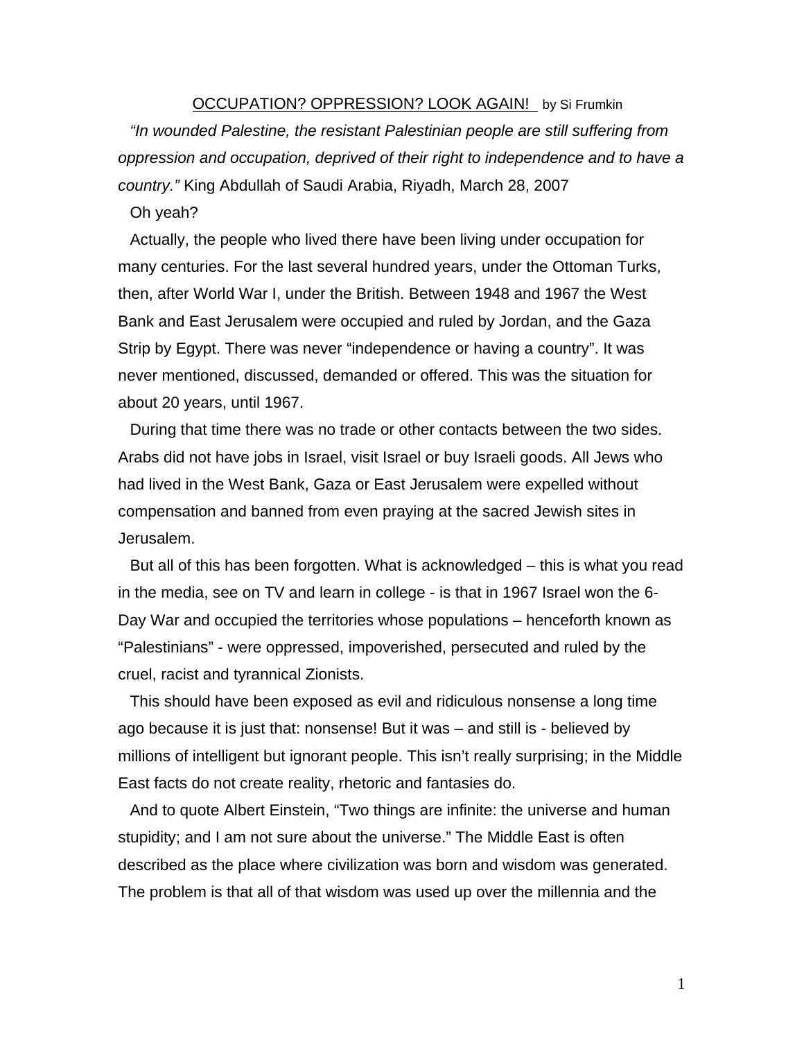<u>OCCUPATION? OPPRESSION? LOOK AGAIN!</u> by Si Frumkin

*"In wounded Palestine, the resistant Palestinian people are still suffering from oppression and occupation, deprived of their right to independence and to have a country."* King Abdullah of Saudi Arabia, Riyadh, March 28, 2007

Oh yeah?

Actually, the people who lived there have been living under occupation for many centuries. For the last several hundred years, under the Ottoman Turks, then, after World War I, under the British. Between 1948 and 1967 the West Bank and East Jerusalem were occupied and ruled by Jordan, and the Gaza Strip by Egypt. There was never "independence or having a country". It was never mentioned, discussed, demanded or offered. This was the situation for about 20 years, until 1967.

During that time there was no trade or other contacts between the two sides. Arabs did not have jobs in Israel, visit Israel or buy Israeli goods. All Jews who had lived in the West Bank, Gaza or East Jerusalem were expelled without compensation and banned from even praying at the sacred Jewish sites in Jerusalem.

But all of this has been forgotten. What is acknowledged – this is what you read in the media, see on TV and learn in college - is that in 1967 Israel won the 6-Day War and occupied the territories whose populations – henceforth known as "Palestinians" - were oppressed, impoverished, persecuted and ruled by the cruel, racist and tyrannical Zionists.

This should have been exposed as evil and ridiculous nonsense a long time ago because it is just that: nonsense! But it was – and still is - believed by millions of intelligent but ignorant people. This isn't really surprising; in the Middle East facts do not create reality, rhetoric and fantasies do.

And to quote Albert Einstein, "Two things are infinite: the universe and human stupidity; and I am not sure about the universe." The Middle East is often described as the place where civilization was born and wisdom was generated. The problem is that all of that wisdom was used up over the millennia and the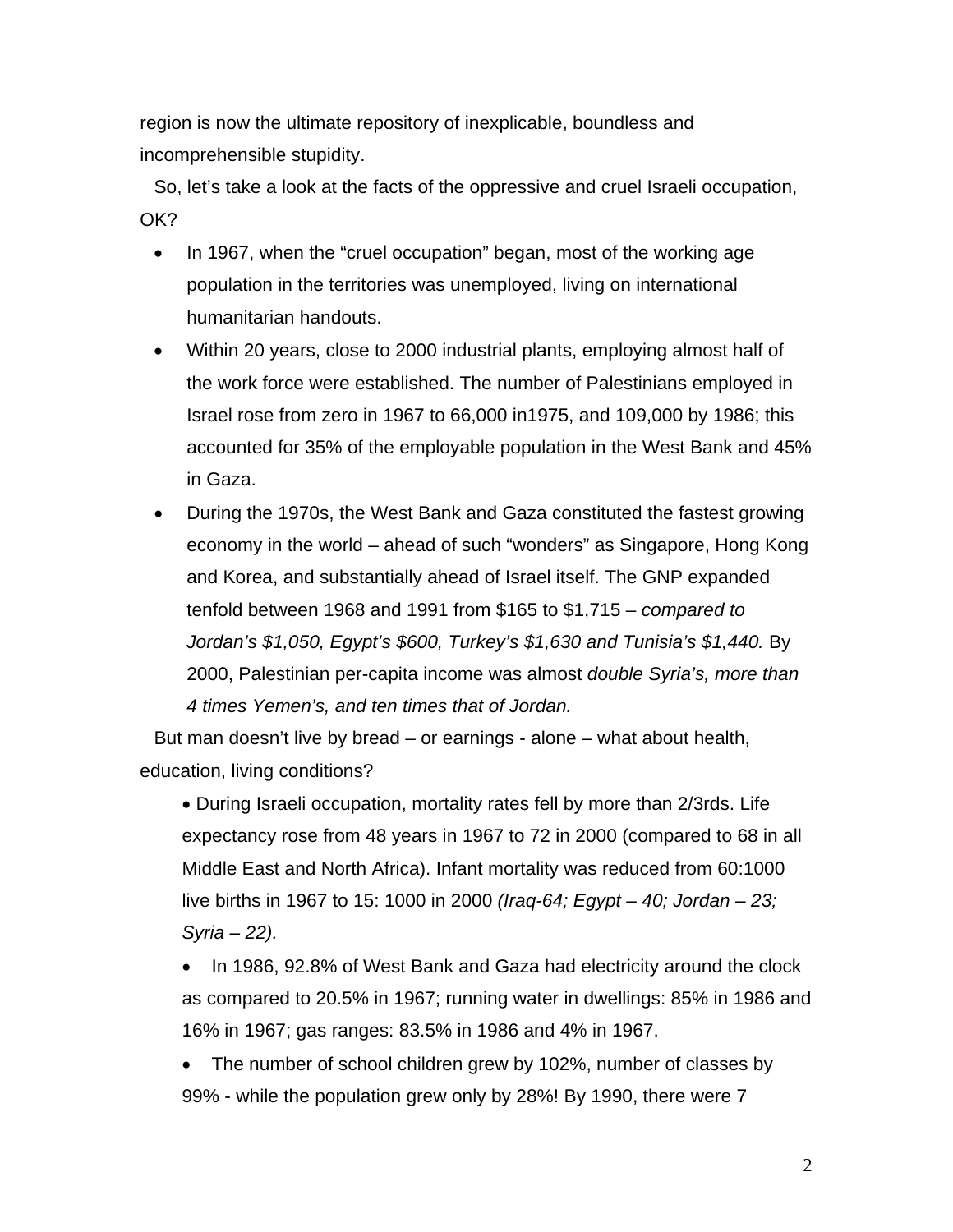region is now the ultimate repository of inexplicable, boundless and incomprehensible stupidity.

So, let's take a look at the facts of the oppressive and cruel Israeli occupation, OK?

- In 1967, when the "cruel occupation" began, most of the working age population in the territories was unemployed, living on international humanitarian handouts.
- Within 20 years, close to 2000 industrial plants, employing almost half of the work force were established. The number of Palestinians employed in Israel rose from zero in 1967 to 66,000 in1975, and 109,000 by 1986; this accounted for 35% of the employable population in the West Bank and 45% in Gaza.
- During the 1970s, the West Bank and Gaza constituted the fastest growing economy in the world – ahead of such "wonders" as Singapore, Hong Kong and Korea, and substantially ahead of Israel itself. The GNP expanded tenfold between 1968 and 1991 from $165 to $1,715 – *compared to Jordan's $1,050, Egypt's $600, Turkey's $1,630 and Tunisia's $1,440.* By 2000, Palestinian per-capita income was almost *double Syria's, more than 4 times Yemen's, and ten times that of Jordan.*

But man doesn't live by bread – or earnings - alone – what about health, education, living conditions?

- During Israeli occupation, mortality rates fell by more than 2/3rds. Life expectancy rose from 48 years in 1967 to 72 in 2000 (compared to 68 in all Middle East and North Africa). Infant mortality was reduced from 60:1000 live births in 1967 to 15: 1000 in 2000 *(Iraq-64; Egypt – 40; Jordan – 23; Syria – 22).*
- In 1986, 92.8% of West Bank and Gaza had electricity around the clock as compared to 20.5% in 1967; running water in dwellings: 85% in 1986 and 16% in 1967; gas ranges: 83.5% in 1986 and 4% in 1967.
- The number of school children grew by 102%, number of classes by 99% - while the population grew only by 28%! By 1990, there were 7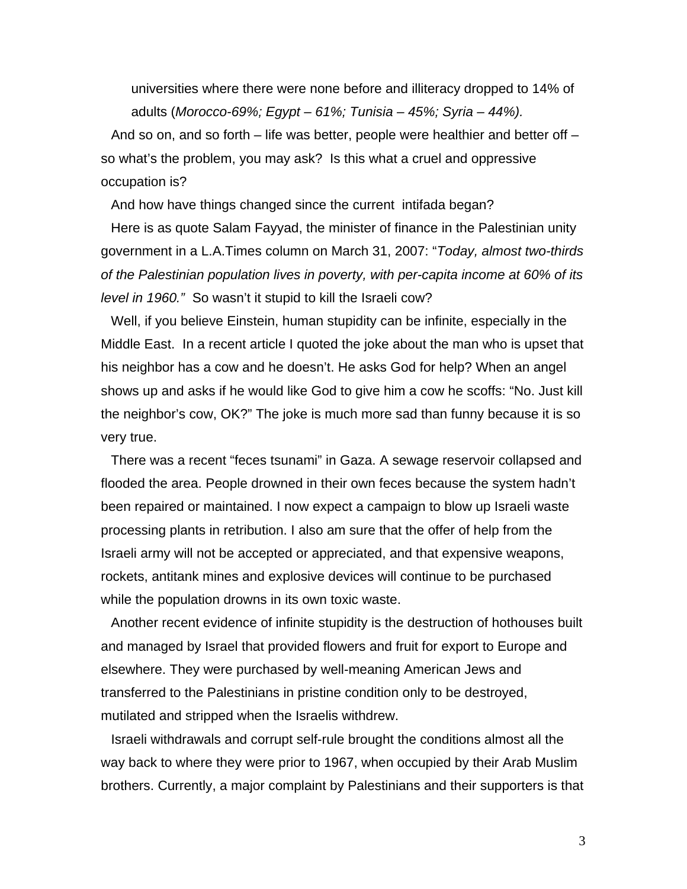universities where there were none before and illiteracy dropped to 14% of adults (*Morocco-69%; Egypt – 61%; Tunisia – 45%; Syria – 44%).*

And so on, and so forth – life was better, people were healthier and better off – so what's the problem, you may ask? Is this what a cruel and oppressive occupation is?

And how have things changed since the current intifada began?

Here is as quote Salam Fayyad, the minister of finance in the Palestinian unity government in a L.A.Times column on March 31, 2007: "*Today, almost two-thirds of the Palestinian population lives in poverty, with per-capita income at 60% of its level in 1960."* So wasn't it stupid to kill the Israeli cow?

Well, if you believe Einstein, human stupidity can be infinite, especially in the Middle East. In a recent article I quoted the joke about the man who is upset that his neighbor has a cow and he doesn't. He asks God for help? When an angel shows up and asks if he would like God to give him a cow he scoffs: "No. Just kill the neighbor's cow, OK?" The joke is much more sad than funny because it is so very true.

There was a recent "feces tsunami" in Gaza. A sewage reservoir collapsed and flooded the area. People drowned in their own feces because the system hadn't been repaired or maintained. I now expect a campaign to blow up Israeli waste processing plants in retribution. I also am sure that the offer of help from the Israeli army will not be accepted or appreciated, and that expensive weapons, rockets, antitank mines and explosive devices will continue to be purchased while the population drowns in its own toxic waste.

Another recent evidence of infinite stupidity is the destruction of hothouses built and managed by Israel that provided flowers and fruit for export to Europe and elsewhere. They were purchased by well-meaning American Jews and transferred to the Palestinians in pristine condition only to be destroyed, mutilated and stripped when the Israelis withdrew.

Israeli withdrawals and corrupt self-rule brought the conditions almost all the way back to where they were prior to 1967, when occupied by their Arab Muslim brothers. Currently, a major complaint by Palestinians and their supporters is that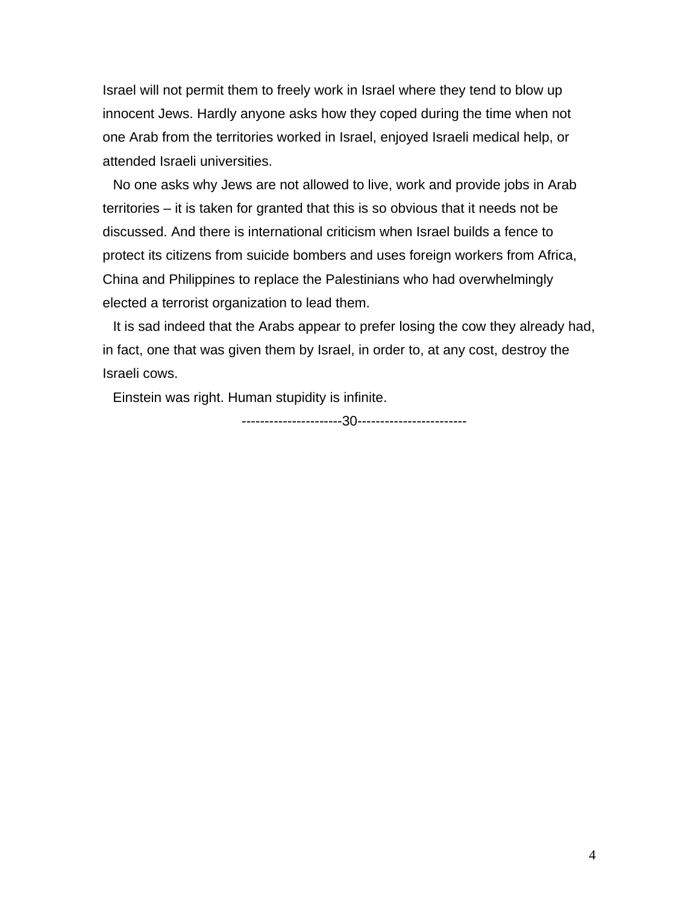Israel will not permit them to freely work in Israel where they tend to blow up innocent Jews. Hardly anyone asks how they coped during the time when not one Arab from the territories worked in Israel, enjoyed Israeli medical help, or attended Israeli universities.

No one asks why Jews are not allowed to live, work and provide jobs in Arab territories – it is taken for granted that this is so obvious that it needs not be discussed. And there is international criticism when Israel builds a fence to protect its citizens from suicide bombers and uses foreign workers from Africa, China and Philippines to replace the Palestinians who had overwhelmingly elected a terrorist organization to lead them.

It is sad indeed that the Arabs appear to prefer losing the cow they already had, in fact, one that was given them by Israel, in order to, at any cost, destroy the Israeli cows.

Einstein was right. Human stupidity is infinite.

----------------------30------------------------